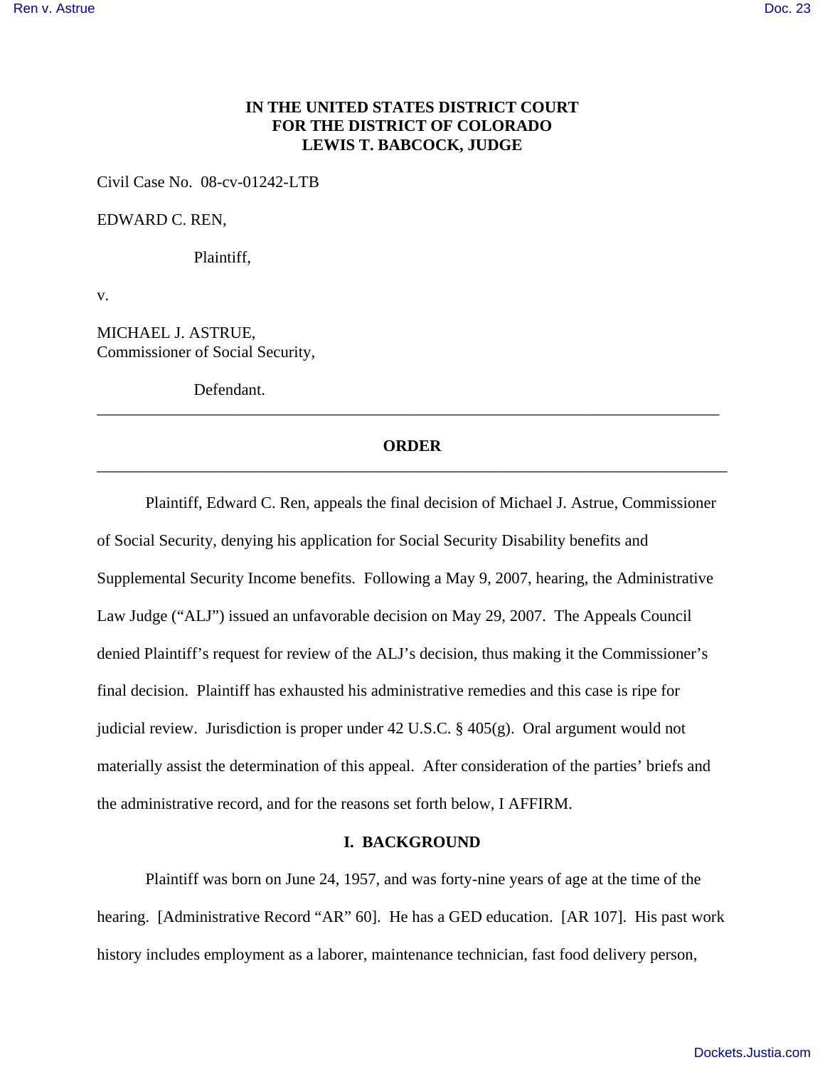**IN THE UNITED STATES DISTRICT COURT**
**FOR THE DISTRICT OF COLORADO**
**LEWIS T. BABCOCK, JUDGE**

Civil Case No. 08-cv-01242-LTB

EDWARD C. REN,

Plaintiff,

v.

MICHAEL J. ASTRUE,
Commissioner of Social Security,

Defendant.

---

## ORDER

---

Plaintiff, Edward C. Ren, appeals the final decision of Michael J. Astrue, Commissioner of Social Security, denying his application for Social Security Disability benefits and Supplemental Security Income benefits. Following a May 9, 2007, hearing, the Administrative Law Judge ("ALJ") issued an unfavorable decision on May 29, 2007. The Appeals Council denied Plaintiff's request for review of the ALJ's decision, thus making it the Commissioner's final decision. Plaintiff has exhausted his administrative remedies and this case is ripe for judicial review. Jurisdiction is proper under 42 U.S.C. § 405(g). Oral argument would not materially assist the determination of this appeal. After consideration of the parties' briefs and the administrative record, and for the reasons set forth below, I AFFIRM.

## I. BACKGROUND

Plaintiff was born on June 24, 1957, and was forty-nine years of age at the time of the hearing. [Administrative Record "AR" 60]. He has a GED education. [AR 107]. His past work history includes employment as a laborer, maintenance technician, fast food delivery person,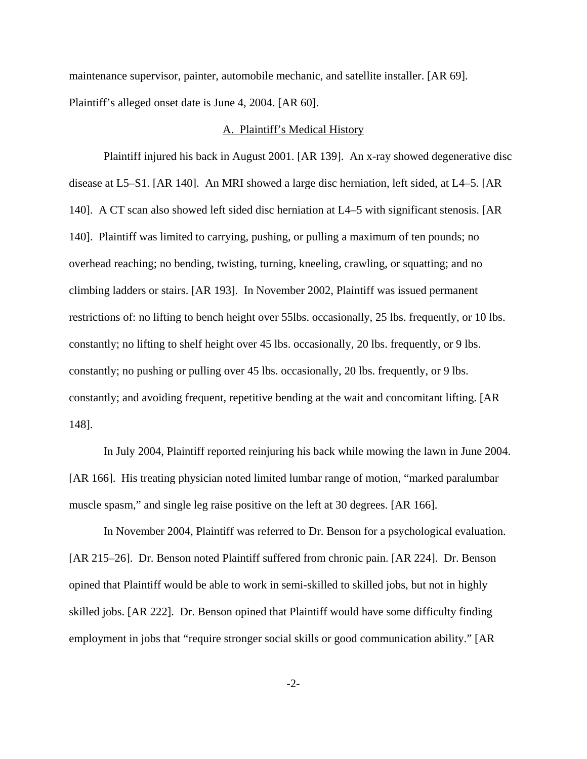maintenance supervisor, painter, automobile mechanic, and satellite installer. [AR 69]. Plaintiff's alleged onset date is June 4, 2004. [AR 60].

## A. Plaintiff's Medical History

Plaintiff injured his back in August 2001. [AR 139]. An x-ray showed degenerative disc disease at L5–S1. [AR 140]. An MRI showed a large disc herniation, left sided, at L4–5. [AR 140]. A CT scan also showed left sided disc herniation at L4–5 with significant stenosis. [AR 140]. Plaintiff was limited to carrying, pushing, or pulling a maximum of ten pounds; no overhead reaching; no bending, twisting, turning, kneeling, crawling, or squatting; and no climbing ladders or stairs. [AR 193]. In November 2002, Plaintiff was issued permanent restrictions of: no lifting to bench height over 55lbs. occasionally, 25 lbs. frequently, or 10 lbs. constantly; no lifting to shelf height over 45 lbs. occasionally, 20 lbs. frequently, or 9 lbs. constantly; no pushing or pulling over 45 lbs. occasionally, 20 lbs. frequently, or 9 lbs. constantly; and avoiding frequent, repetitive bending at the wait and concomitant lifting. [AR 148].

In July 2004, Plaintiff reported reinjuring his back while mowing the lawn in June 2004. [AR 166]. His treating physician noted limited lumbar range of motion, "marked paralumbar muscle spasm," and single leg raise positive on the left at 30 degrees. [AR 166].

In November 2004, Plaintiff was referred to Dr. Benson for a psychological evaluation. [AR 215–26]. Dr. Benson noted Plaintiff suffered from chronic pain. [AR 224]. Dr. Benson opined that Plaintiff would be able to work in semi-skilled to skilled jobs, but not in highly skilled jobs. [AR 222]. Dr. Benson opined that Plaintiff would have some difficulty finding employment in jobs that "require stronger social skills or good communication ability." [AR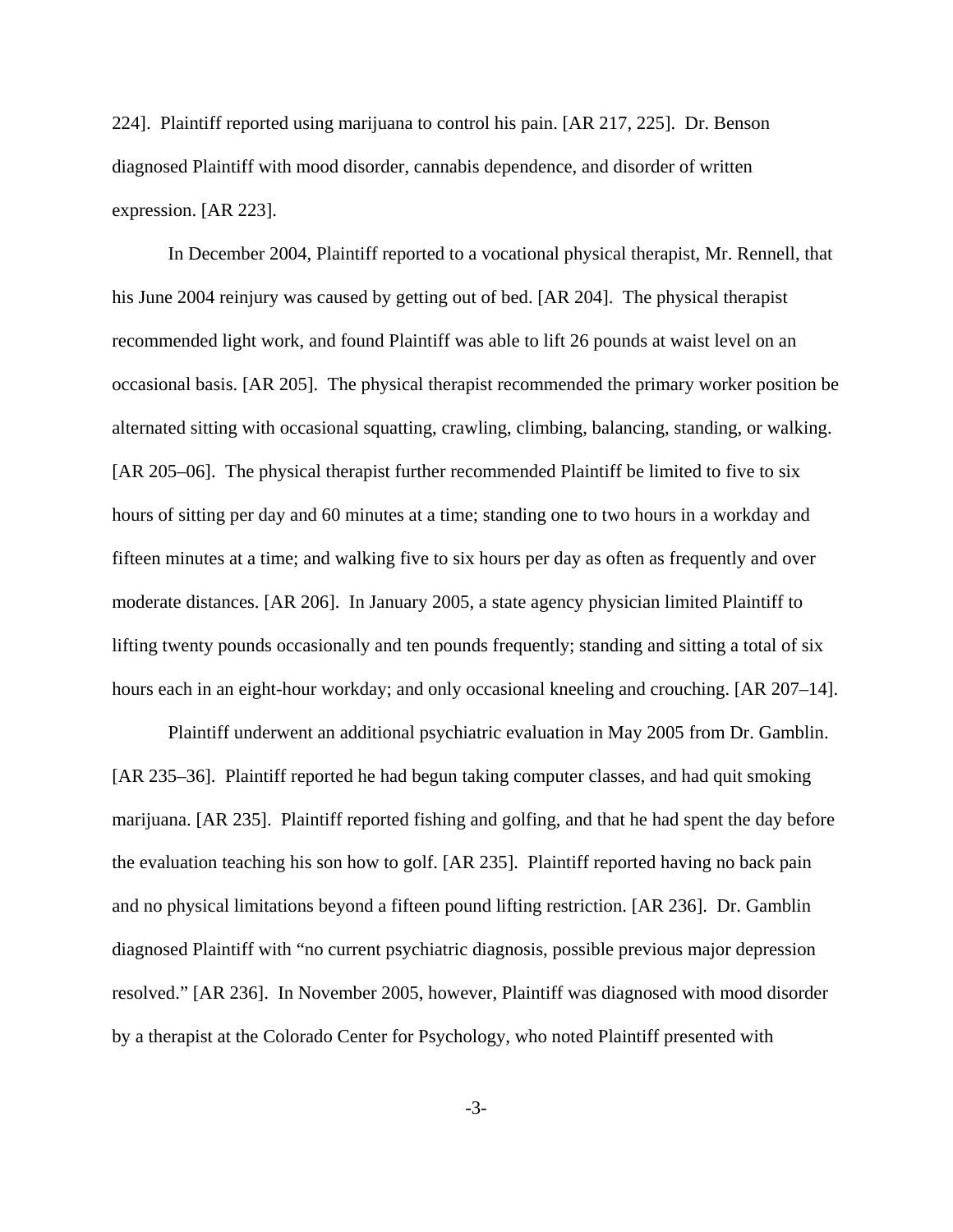224]. Plaintiff reported using marijuana to control his pain. [AR 217, 225]. Dr. Benson diagnosed Plaintiff with mood disorder, cannabis dependence, and disorder of written expression. [AR 223].

In December 2004, Plaintiff reported to a vocational physical therapist, Mr. Rennell, that his June 2004 reinjury was caused by getting out of bed. [AR 204]. The physical therapist recommended light work, and found Plaintiff was able to lift 26 pounds at waist level on an occasional basis. [AR 205]. The physical therapist recommended the primary worker position be alternated sitting with occasional squatting, crawling, climbing, balancing, standing, or walking. [AR 205–06]. The physical therapist further recommended Plaintiff be limited to five to six hours of sitting per day and 60 minutes at a time; standing one to two hours in a workday and fifteen minutes at a time; and walking five to six hours per day as often as frequently and over moderate distances. [AR 206]. In January 2005, a state agency physician limited Plaintiff to lifting twenty pounds occasionally and ten pounds frequently; standing and sitting a total of six hours each in an eight-hour workday; and only occasional kneeling and crouching. [AR 207–14].

Plaintiff underwent an additional psychiatric evaluation in May 2005 from Dr. Gamblin. [AR 235–36]. Plaintiff reported he had begun taking computer classes, and had quit smoking marijuana. [AR 235]. Plaintiff reported fishing and golfing, and that he had spent the day before the evaluation teaching his son how to golf. [AR 235]. Plaintiff reported having no back pain and no physical limitations beyond a fifteen pound lifting restriction. [AR 236]. Dr. Gamblin diagnosed Plaintiff with "no current psychiatric diagnosis, possible previous major depression resolved." [AR 236]. In November 2005, however, Plaintiff was diagnosed with mood disorder by a therapist at the Colorado Center for Psychology, who noted Plaintiff presented with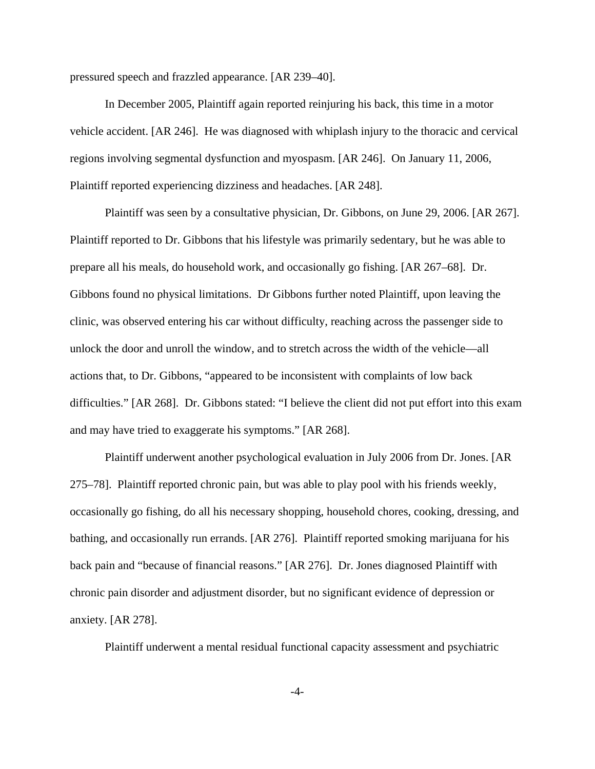pressured speech and frazzled appearance. [AR 239–40].

In December 2005, Plaintiff again reported reinjuring his back, this time in a motor vehicle accident. [AR 246]. He was diagnosed with whiplash injury to the thoracic and cervical regions involving segmental dysfunction and myospasm. [AR 246]. On January 11, 2006, Plaintiff reported experiencing dizziness and headaches. [AR 248].

Plaintiff was seen by a consultative physician, Dr. Gibbons, on June 29, 2006. [AR 267]. Plaintiff reported to Dr. Gibbons that his lifestyle was primarily sedentary, but he was able to prepare all his meals, do household work, and occasionally go fishing. [AR 267–68]. Dr. Gibbons found no physical limitations. Dr Gibbons further noted Plaintiff, upon leaving the clinic, was observed entering his car without difficulty, reaching across the passenger side to unlock the door and unroll the window, and to stretch across the width of the vehicle—all actions that, to Dr. Gibbons, "appeared to be inconsistent with complaints of low back difficulties." [AR 268]. Dr. Gibbons stated: "I believe the client did not put effort into this exam and may have tried to exaggerate his symptoms." [AR 268].

Plaintiff underwent another psychological evaluation in July 2006 from Dr. Jones. [AR 275–78]. Plaintiff reported chronic pain, but was able to play pool with his friends weekly, occasionally go fishing, do all his necessary shopping, household chores, cooking, dressing, and bathing, and occasionally run errands. [AR 276]. Plaintiff reported smoking marijuana for his back pain and "because of financial reasons." [AR 276]. Dr. Jones diagnosed Plaintiff with chronic pain disorder and adjustment disorder, but no significant evidence of depression or anxiety. [AR 278].

Plaintiff underwent a mental residual functional capacity assessment and psychiatric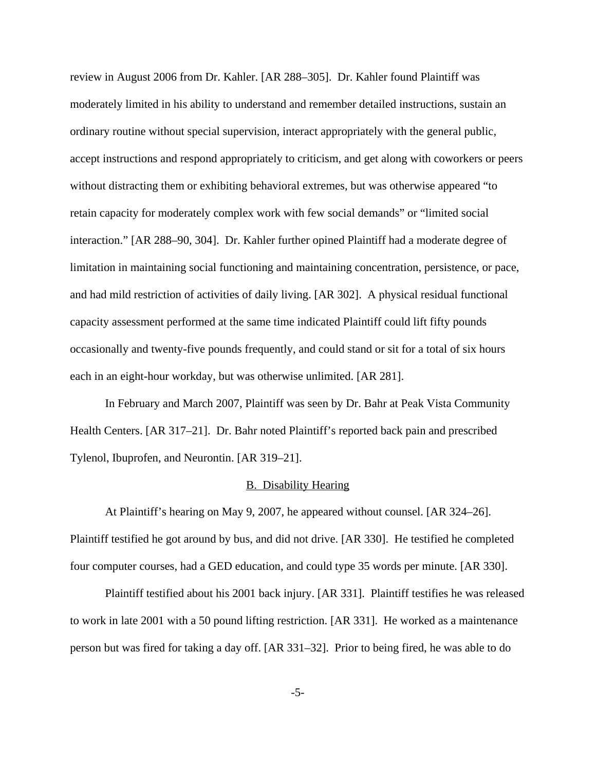review in August 2006 from Dr. Kahler. [AR 288–305]. Dr. Kahler found Plaintiff was moderately limited in his ability to understand and remember detailed instructions, sustain an ordinary routine without special supervision, interact appropriately with the general public, accept instructions and respond appropriately to criticism, and get along with coworkers or peers without distracting them or exhibiting behavioral extremes, but was otherwise appeared "to retain capacity for moderately complex work with few social demands" or "limited social interaction." [AR 288–90, 304]. Dr. Kahler further opined Plaintiff had a moderate degree of limitation in maintaining social functioning and maintaining concentration, persistence, or pace, and had mild restriction of activities of daily living. [AR 302]. A physical residual functional capacity assessment performed at the same time indicated Plaintiff could lift fifty pounds occasionally and twenty-five pounds frequently, and could stand or sit for a total of six hours each in an eight-hour workday, but was otherwise unlimited. [AR 281].

In February and March 2007, Plaintiff was seen by Dr. Bahr at Peak Vista Community Health Centers. [AR 317–21]. Dr. Bahr noted Plaintiff's reported back pain and prescribed Tylenol, Ibuprofen, and Neurontin. [AR 319–21].

## B. Disability Hearing

At Plaintiff's hearing on May 9, 2007, he appeared without counsel. [AR 324–26]. Plaintiff testified he got around by bus, and did not drive. [AR 330]. He testified he completed four computer courses, had a GED education, and could type 35 words per minute. [AR 330].

Plaintiff testified about his 2001 back injury. [AR 331]. Plaintiff testifies he was released to work in late 2001 with a 50 pound lifting restriction. [AR 331]. He worked as a maintenance person but was fired for taking a day off. [AR 331–32]. Prior to being fired, he was able to do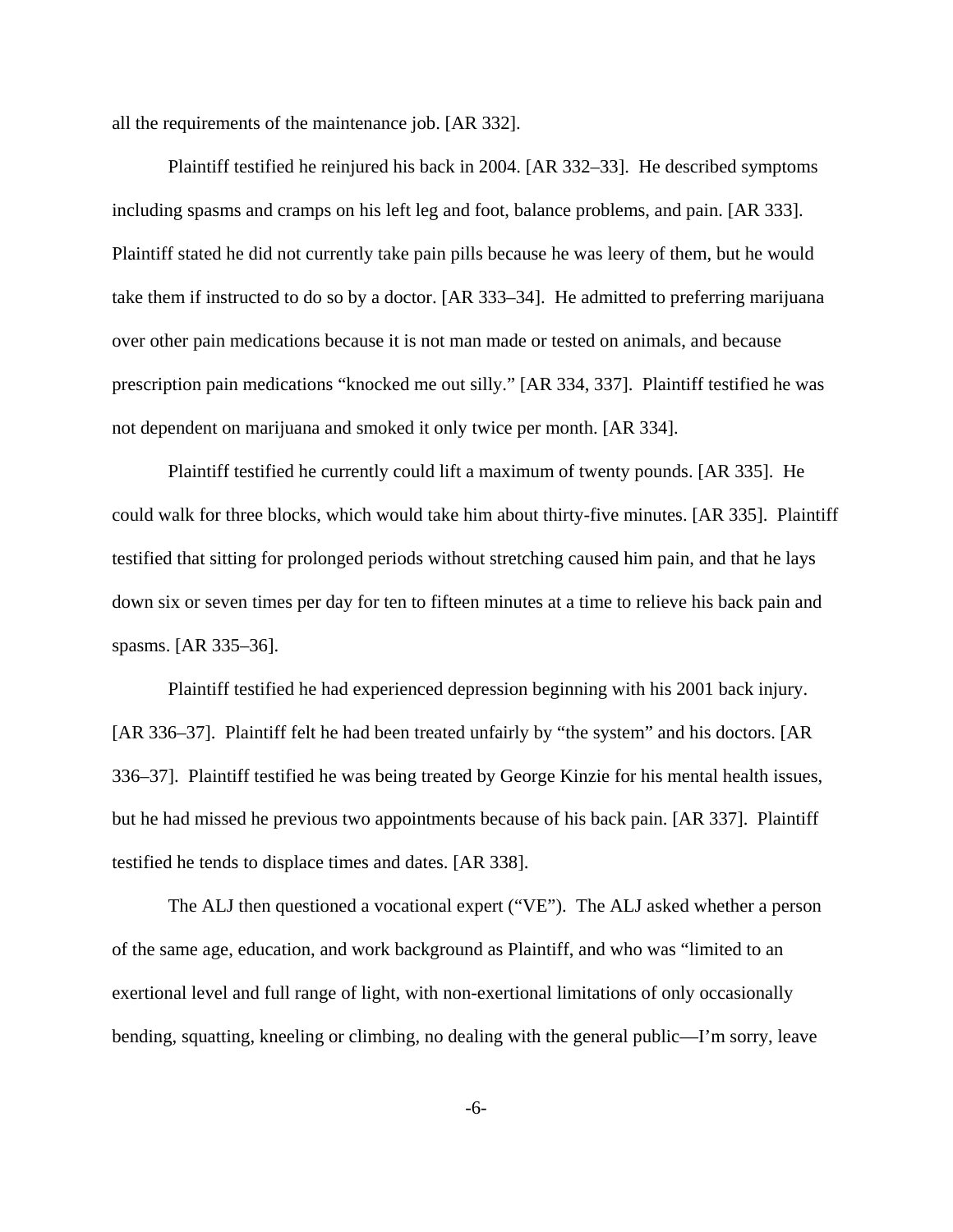all the requirements of the maintenance job. [AR 332].

Plaintiff testified he reinjured his back in 2004. [AR 332–33]. He described symptoms including spasms and cramps on his left leg and foot, balance problems, and pain. [AR 333]. Plaintiff stated he did not currently take pain pills because he was leery of them, but he would take them if instructed to do so by a doctor. [AR 333–34]. He admitted to preferring marijuana over other pain medications because it is not man made or tested on animals, and because prescription pain medications "knocked me out silly." [AR 334, 337]. Plaintiff testified he was not dependent on marijuana and smoked it only twice per month. [AR 334].

Plaintiff testified he currently could lift a maximum of twenty pounds. [AR 335]. He could walk for three blocks, which would take him about thirty-five minutes. [AR 335]. Plaintiff testified that sitting for prolonged periods without stretching caused him pain, and that he lays down six or seven times per day for ten to fifteen minutes at a time to relieve his back pain and spasms. [AR 335–36].

Plaintiff testified he had experienced depression beginning with his 2001 back injury. [AR 336–37]. Plaintiff felt he had been treated unfairly by "the system" and his doctors. [AR 336–37]. Plaintiff testified he was being treated by George Kinzie for his mental health issues, but he had missed he previous two appointments because of his back pain. [AR 337]. Plaintiff testified he tends to displace times and dates. [AR 338].

The ALJ then questioned a vocational expert ("VE"). The ALJ asked whether a person of the same age, education, and work background as Plaintiff, and who was "limited to an exertional level and full range of light, with non-exertional limitations of only occasionally bending, squatting, kneeling or climbing, no dealing with the general public—I'm sorry, leave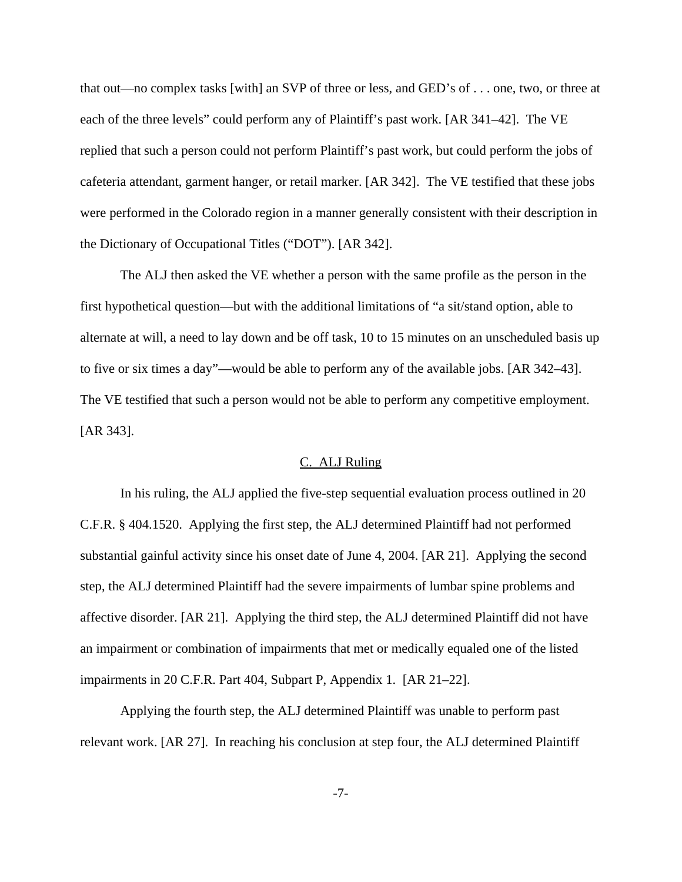that out—no complex tasks [with] an SVP of three or less, and GED's of . . . one, two, or three at each of the three levels" could perform any of Plaintiff's past work. [AR 341–42]. The VE replied that such a person could not perform Plaintiff's past work, but could perform the jobs of cafeteria attendant, garment hanger, or retail marker. [AR 342]. The VE testified that these jobs were performed in the Colorado region in a manner generally consistent with their description in the Dictionary of Occupational Titles ("DOT"). [AR 342].

The ALJ then asked the VE whether a person with the same profile as the person in the first hypothetical question—but with the additional limitations of "a sit/stand option, able to alternate at will, a need to lay down and be off task, 10 to 15 minutes on an unscheduled basis up to five or six times a day"—would be able to perform any of the available jobs. [AR 342–43]. The VE testified that such a person would not be able to perform any competitive employment. [AR 343].

## C. ALJ Ruling

In his ruling, the ALJ applied the five-step sequential evaluation process outlined in 20 C.F.R. § 404.1520. Applying the first step, the ALJ determined Plaintiff had not performed substantial gainful activity since his onset date of June 4, 2004. [AR 21]. Applying the second step, the ALJ determined Plaintiff had the severe impairments of lumbar spine problems and affective disorder. [AR 21]. Applying the third step, the ALJ determined Plaintiff did not have an impairment or combination of impairments that met or medically equaled one of the listed impairments in 20 C.F.R. Part 404, Subpart P, Appendix 1. [AR 21–22].

Applying the fourth step, the ALJ determined Plaintiff was unable to perform past relevant work. [AR 27]. In reaching his conclusion at step four, the ALJ determined Plaintiff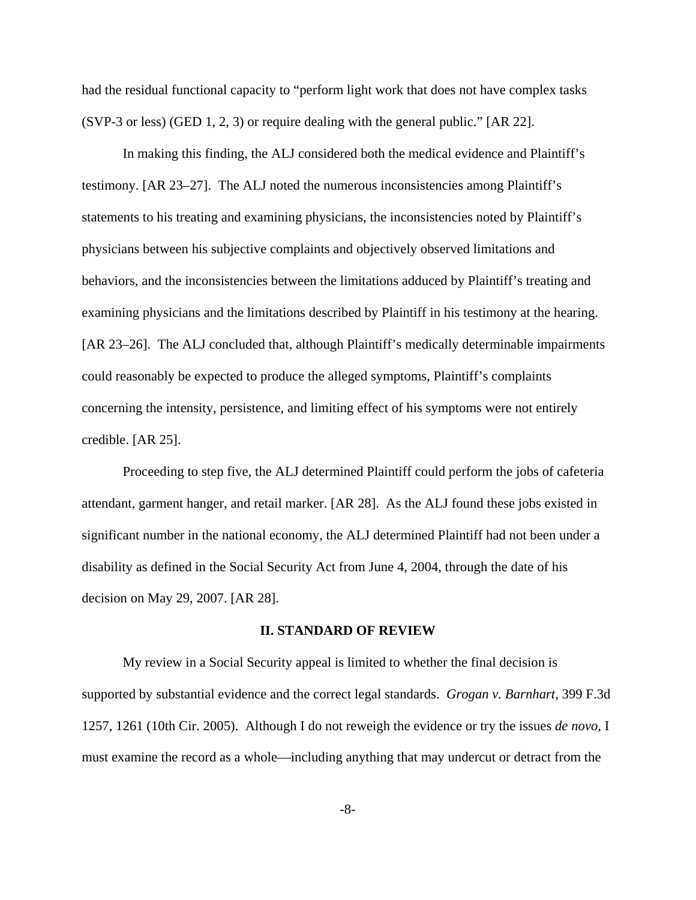had the residual functional capacity to "perform light work that does not have complex tasks (SVP-3 or less) (GED 1, 2, 3) or require dealing with the general public." [AR 22].

In making this finding, the ALJ considered both the medical evidence and Plaintiff's testimony. [AR 23–27]. The ALJ noted the numerous inconsistencies among Plaintiff's statements to his treating and examining physicians, the inconsistencies noted by Plaintiff's physicians between his subjective complaints and objectively observed limitations and behaviors, and the inconsistencies between the limitations adduced by Plaintiff's treating and examining physicians and the limitations described by Plaintiff in his testimony at the hearing. [AR 23–26]. The ALJ concluded that, although Plaintiff's medically determinable impairments could reasonably be expected to produce the alleged symptoms, Plaintiff's complaints concerning the intensity, persistence, and limiting effect of his symptoms were not entirely credible. [AR 25].

Proceeding to step five, the ALJ determined Plaintiff could perform the jobs of cafeteria attendant, garment hanger, and retail marker. [AR 28]. As the ALJ found these jobs existed in significant number in the national economy, the ALJ determined Plaintiff had not been under a disability as defined in the Social Security Act from June 4, 2004, through the date of his decision on May 29, 2007. [AR 28].

## II. STANDARD OF REVIEW

My review in a Social Security appeal is limited to whether the final decision is supported by substantial evidence and the correct legal standards. *Grogan v. Barnhart*, 399 F.3d 1257, 1261 (10th Cir. 2005). Although I do not reweigh the evidence or try the issues *de novo*, I must examine the record as a whole—including anything that may undercut or detract from the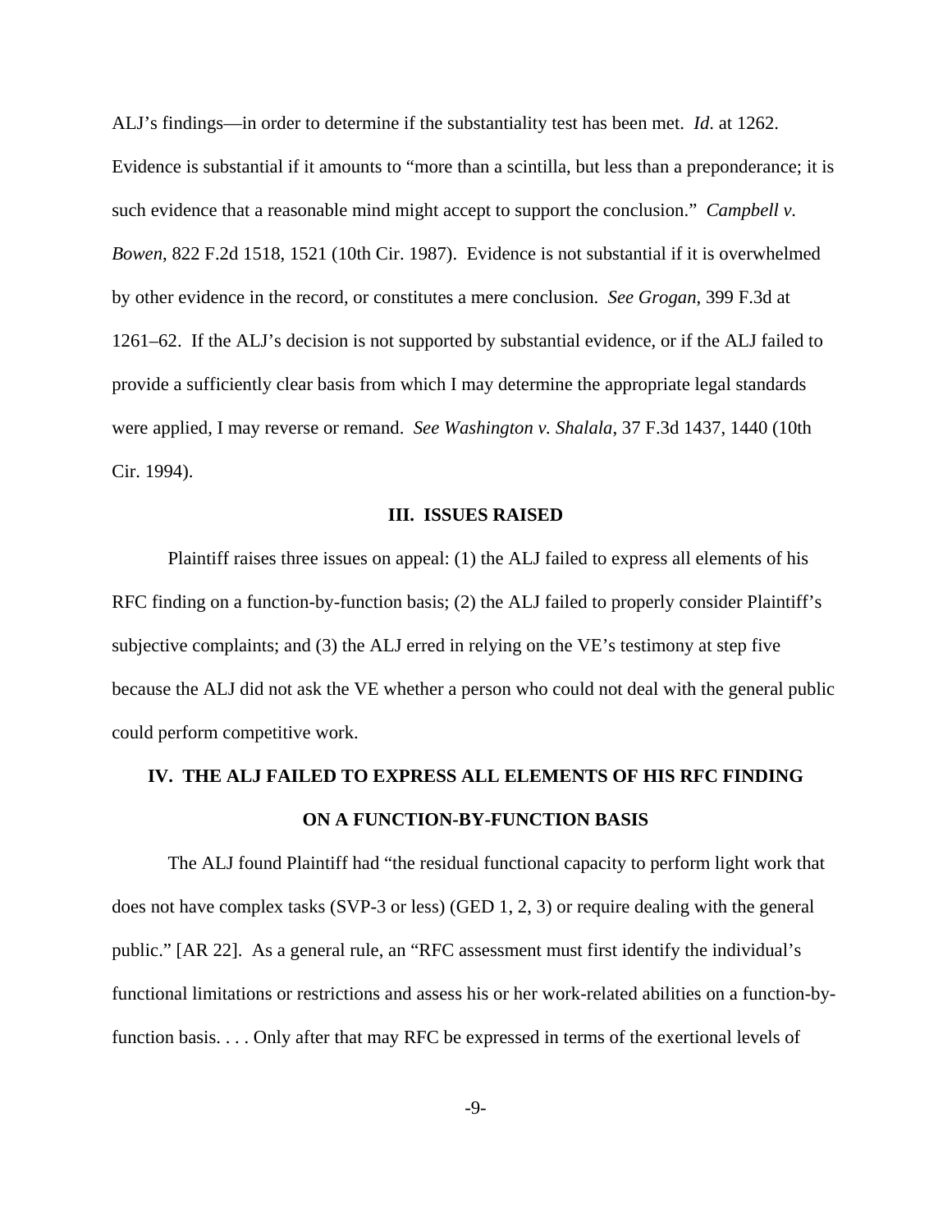ALJ's findings—in order to determine if the substantiality test has been met. *Id*. at 1262. Evidence is substantial if it amounts to "more than a scintilla, but less than a preponderance; it is such evidence that a reasonable mind might accept to support the conclusion." *Campbell v. Bowen*, 822 F.2d 1518, 1521 (10th Cir. 1987). Evidence is not substantial if it is overwhelmed by other evidence in the record, or constitutes a mere conclusion. *See Grogan*, 399 F.3d at 1261–62. If the ALJ's decision is not supported by substantial evidence, or if the ALJ failed to provide a sufficiently clear basis from which I may determine the appropriate legal standards were applied, I may reverse or remand. *See Washington v. Shalala*, 37 F.3d 1437, 1440 (10th Cir. 1994).

## III. ISSUES RAISED

Plaintiff raises three issues on appeal: (1) the ALJ failed to express all elements of his RFC finding on a function-by-function basis; (2) the ALJ failed to properly consider Plaintiff's subjective complaints; and (3) the ALJ erred in relying on the VE's testimony at step five because the ALJ did not ask the VE whether a person who could not deal with the general public could perform competitive work.

## IV. THE ALJ FAILED TO EXPRESS ALL ELEMENTS OF HIS RFC FINDING ON A FUNCTION-BY-FUNCTION BASIS

The ALJ found Plaintiff had "the residual functional capacity to perform light work that does not have complex tasks (SVP-3 or less) (GED 1, 2, 3) or require dealing with the general public." [AR 22]. As a general rule, an "RFC assessment must first identify the individual's functional limitations or restrictions and assess his or her work-related abilities on a function-by-function basis. . . . Only after that may RFC be expressed in terms of the exertional levels of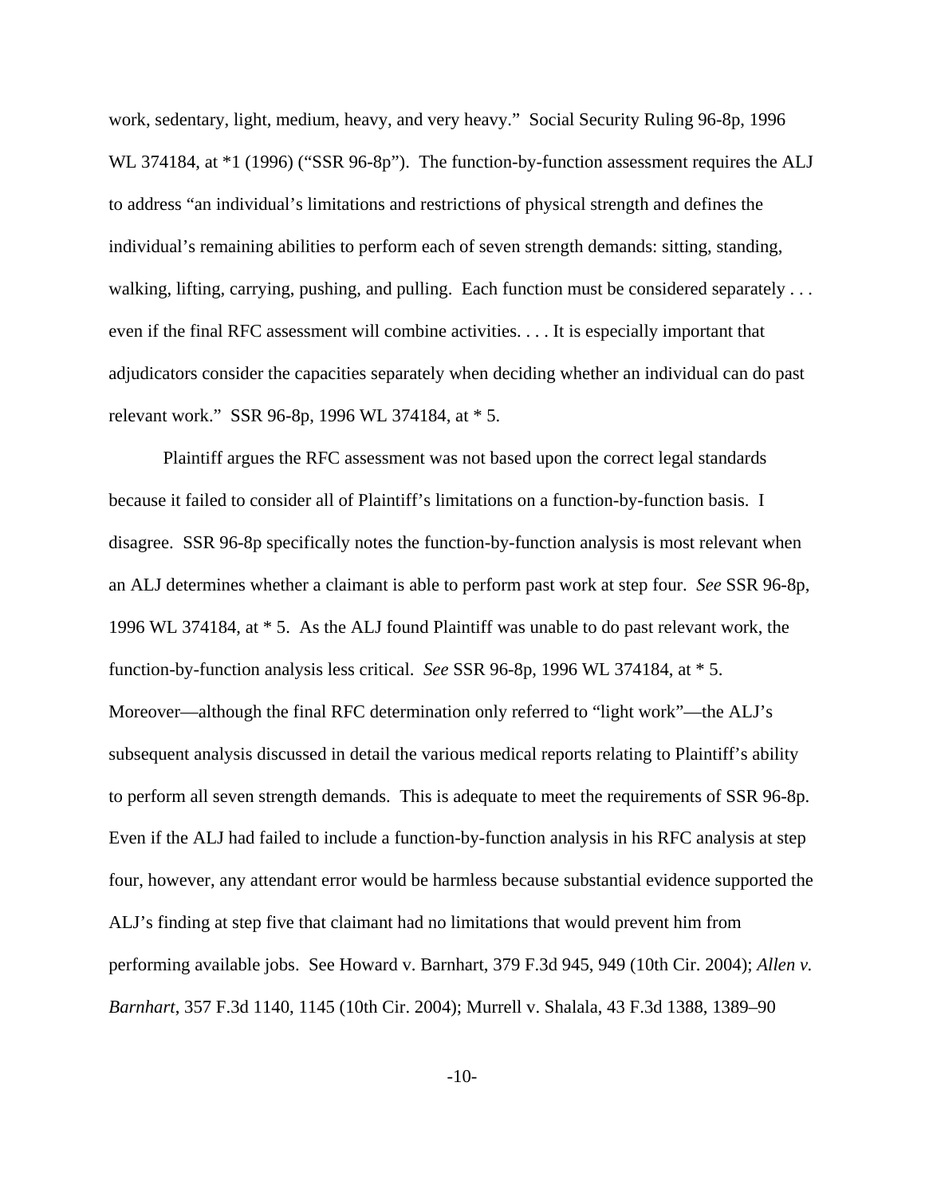work, sedentary, light, medium, heavy, and very heavy." Social Security Ruling 96-8p, 1996 WL 374184, at *1 (1996) ("SSR 96-8p"). The function-by-function assessment requires the ALJ to address "an individual's limitations and restrictions of physical strength and defines the individual's remaining abilities to perform each of seven strength demands: sitting, standing, walking, lifting, carrying, pushing, and pulling. Each function must be considered separately . . . even if the final RFC assessment will combine activities. . . . It is especially important that adjudicators consider the capacities separately when deciding whether an individual can do past relevant work." SSR 96-8p, 1996 WL 374184, at * 5.

Plaintiff argues the RFC assessment was not based upon the correct legal standards because it failed to consider all of Plaintiff's limitations on a function-by-function basis. I disagree. SSR 96-8p specifically notes the function-by-function analysis is most relevant when an ALJ determines whether a claimant is able to perform past work at step four. *See* SSR 96-8p, 1996 WL 374184, at * 5. As the ALJ found Plaintiff was unable to do past relevant work, the function-by-function analysis less critical. *See* SSR 96-8p, 1996 WL 374184, at * 5. Moreover—although the final RFC determination only referred to "light work"—the ALJ's subsequent analysis discussed in detail the various medical reports relating to Plaintiff's ability to perform all seven strength demands. This is adequate to meet the requirements of SSR 96-8p. Even if the ALJ had failed to include a function-by-function analysis in his RFC analysis at step four, however, any attendant error would be harmless because substantial evidence supported the ALJ's finding at step five that claimant had no limitations that would prevent him from performing available jobs. See Howard v. Barnhart, 379 F.3d 945, 949 (10th Cir. 2004); *Allen v. Barnhart*, 357 F.3d 1140, 1145 (10th Cir. 2004); Murrell v. Shalala, 43 F.3d 1388, 1389–90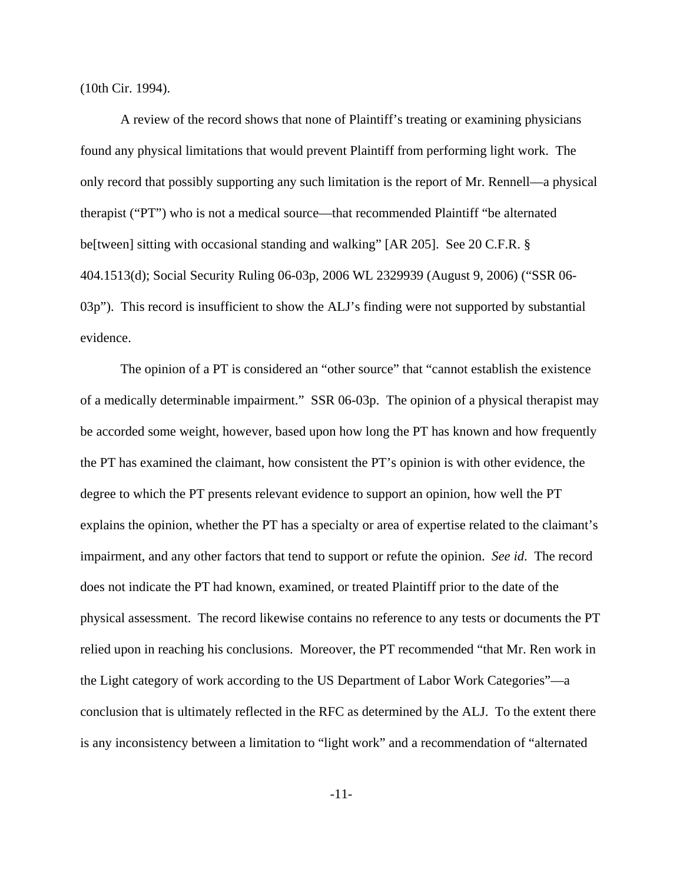(10th Cir. 1994).

A review of the record shows that none of Plaintiff's treating or examining physicians found any physical limitations that would prevent Plaintiff from performing light work. The only record that possibly supporting any such limitation is the report of Mr. Rennell—a physical therapist ("PT") who is not a medical source—that recommended Plaintiff "be alternated be[tween] sitting with occasional standing and walking" [AR 205]. See 20 C.F.R. § 404.1513(d); Social Security Ruling 06-03p, 2006 WL 2329939 (August 9, 2006) ("SSR 06-03p"). This record is insufficient to show the ALJ's finding were not supported by substantial evidence.

The opinion of a PT is considered an "other source" that "cannot establish the existence of a medically determinable impairment." SSR 06-03p. The opinion of a physical therapist may be accorded some weight, however, based upon how long the PT has known and how frequently the PT has examined the claimant, how consistent the PT's opinion is with other evidence, the degree to which the PT presents relevant evidence to support an opinion, how well the PT explains the opinion, whether the PT has a specialty or area of expertise related to the claimant's impairment, and any other factors that tend to support or refute the opinion. *See id*. The record does not indicate the PT had known, examined, or treated Plaintiff prior to the date of the physical assessment. The record likewise contains no reference to any tests or documents the PT relied upon in reaching his conclusions. Moreover, the PT recommended "that Mr. Ren work in the Light category of work according to the US Department of Labor Work Categories"—a conclusion that is ultimately reflected in the RFC as determined by the ALJ. To the extent there is any inconsistency between a limitation to "light work" and a recommendation of "alternated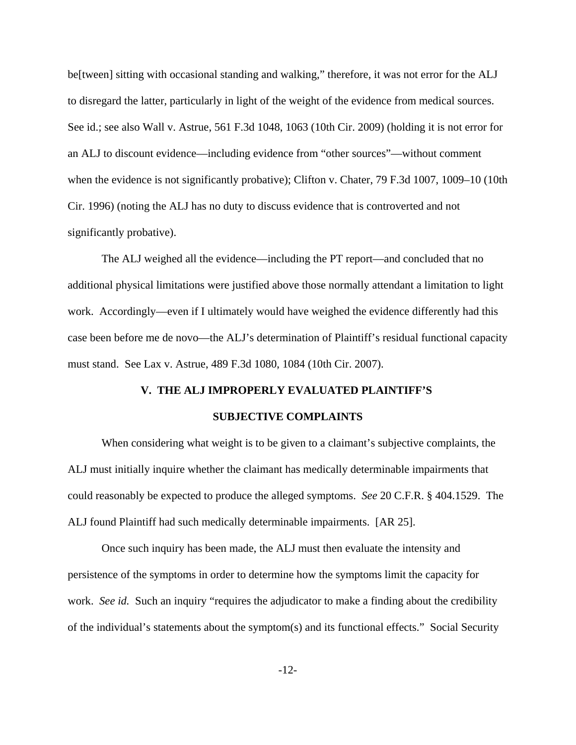be[tween] sitting with occasional standing and walking," therefore, it was not error for the ALJ to disregard the latter, particularly in light of the weight of the evidence from medical sources. See id.; see also Wall v. Astrue, 561 F.3d 1048, 1063 (10th Cir. 2009) (holding it is not error for an ALJ to discount evidence—including evidence from "other sources"—without comment when the evidence is not significantly probative); Clifton v. Chater, 79 F.3d 1007, 1009–10 (10th Cir. 1996) (noting the ALJ has no duty to discuss evidence that is controverted and not significantly probative).

The ALJ weighed all the evidence—including the PT report—and concluded that no additional physical limitations were justified above those normally attendant a limitation to light work. Accordingly—even if I ultimately would have weighed the evidence differently had this case been before me de novo—the ALJ's determination of Plaintiff's residual functional capacity must stand. See Lax v. Astrue, 489 F.3d 1080, 1084 (10th Cir. 2007).

## V. THE ALJ IMPROPERLY EVALUATED PLAINTIFF'S SUBJECTIVE COMPLAINTS

When considering what weight is to be given to a claimant's subjective complaints, the ALJ must initially inquire whether the claimant has medically determinable impairments that could reasonably be expected to produce the alleged symptoms. *See* 20 C.F.R. § 404.1529. The ALJ found Plaintiff had such medically determinable impairments. [AR 25].

Once such inquiry has been made, the ALJ must then evaluate the intensity and persistence of the symptoms in order to determine how the symptoms limit the capacity for work. *See id.* Such an inquiry "requires the adjudicator to make a finding about the credibility of the individual's statements about the symptom(s) and its functional effects." Social Security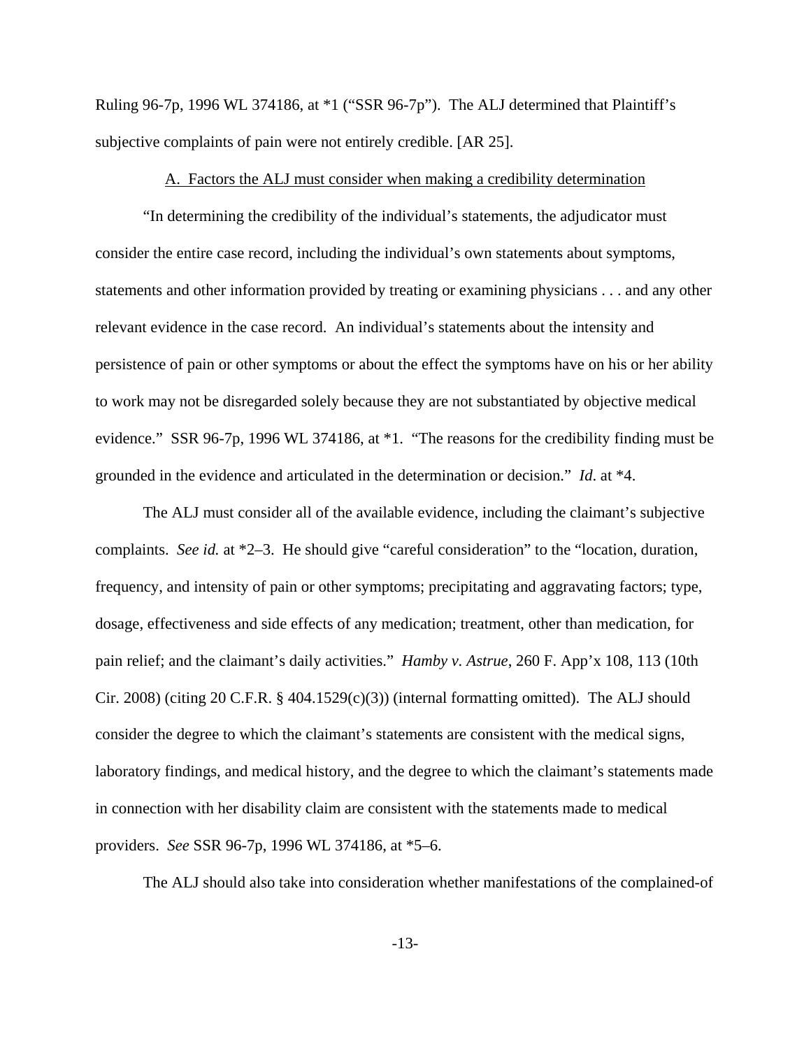Ruling 96-7p, 1996 WL 374186, at *1 ("SSR 96-7p"). The ALJ determined that Plaintiff's subjective complaints of pain were not entirely credible. [AR 25].

A. Factors the ALJ must consider when making a credibility determination

"In determining the credibility of the individual's statements, the adjudicator must consider the entire case record, including the individual's own statements about symptoms, statements and other information provided by treating or examining physicians . . . and any other relevant evidence in the case record. An individual's statements about the intensity and persistence of pain or other symptoms or about the effect the symptoms have on his or her ability to work may not be disregarded solely because they are not substantiated by objective medical evidence." SSR 96-7p, 1996 WL 374186, at *1. "The reasons for the credibility finding must be grounded in the evidence and articulated in the determination or decision." *Id*. at *4.

The ALJ must consider all of the available evidence, including the claimant's subjective complaints. *See id.* at *2–3. He should give "careful consideration" to the "location, duration, frequency, and intensity of pain or other symptoms; precipitating and aggravating factors; type, dosage, effectiveness and side effects of any medication; treatment, other than medication, for pain relief; and the claimant's daily activities." *Hamby v. Astrue*, 260 F. App'x 108, 113 (10th Cir. 2008) (citing 20 C.F.R. § 404.1529(c)(3)) (internal formatting omitted). The ALJ should consider the degree to which the claimant's statements are consistent with the medical signs, laboratory findings, and medical history, and the degree to which the claimant's statements made in connection with her disability claim are consistent with the statements made to medical providers. *See* SSR 96-7p, 1996 WL 374186, at *5–6.

The ALJ should also take into consideration whether manifestations of the complained-of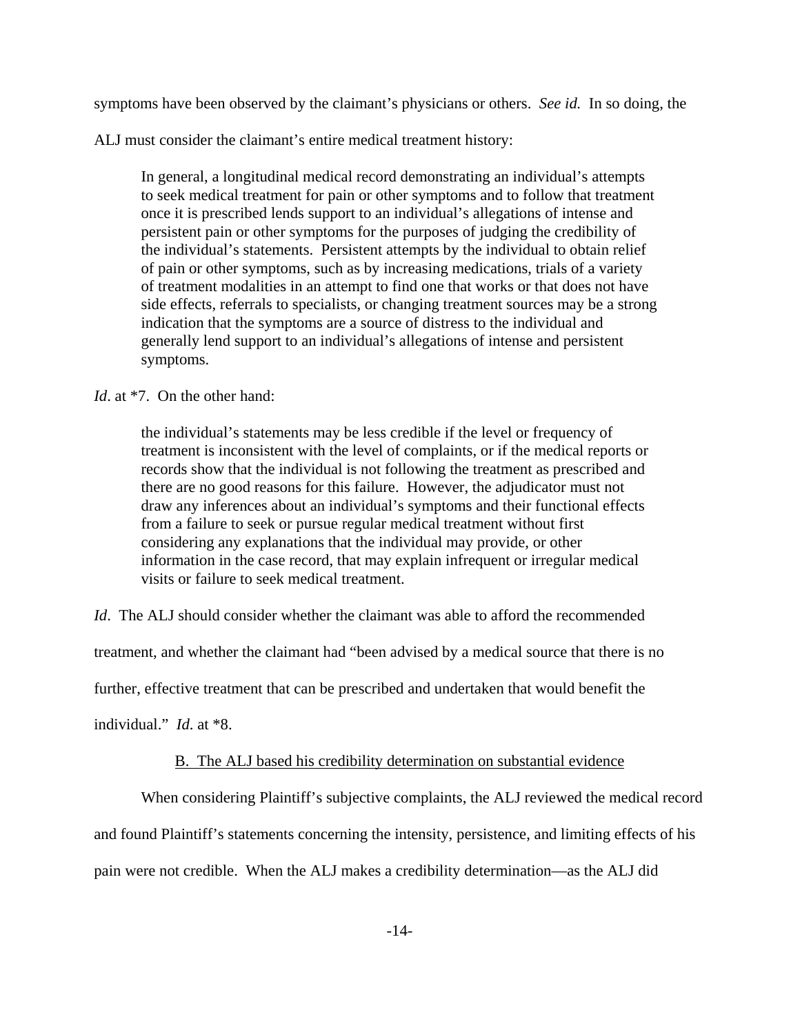symptoms have been observed by the claimant's physicians or others. *See id.* In so doing, the ALJ must consider the claimant's entire medical treatment history:

> In general, a longitudinal medical record demonstrating an individual's attempts to seek medical treatment for pain or other symptoms and to follow that treatment once it is prescribed lends support to an individual's allegations of intense and persistent pain or other symptoms for the purposes of judging the credibility of the individual's statements. Persistent attempts by the individual to obtain relief of pain or other symptoms, such as by increasing medications, trials of a variety of treatment modalities in an attempt to find one that works or that does not have side effects, referrals to specialists, or changing treatment sources may be a strong indication that the symptoms are a source of distress to the individual and generally lend support to an individual's allegations of intense and persistent symptoms.

*Id*. at *7. On the other hand:

> the individual's statements may be less credible if the level or frequency of treatment is inconsistent with the level of complaints, or if the medical reports or records show that the individual is not following the treatment as prescribed and there are no good reasons for this failure. However, the adjudicator must not draw any inferences about an individual's symptoms and their functional effects from a failure to seek or pursue regular medical treatment without first considering any explanations that the individual may provide, or other information in the case record, that may explain infrequent or irregular medical visits or failure to seek medical treatment.

*Id*. The ALJ should consider whether the claimant was able to afford the recommended treatment, and whether the claimant had "been advised by a medical source that there is no further, effective treatment that can be prescribed and undertaken that would benefit the individual." *Id*. at *8.

<u>B. The ALJ based his credibility determination on substantial evidence</u>

When considering Plaintiff's subjective complaints, the ALJ reviewed the medical record and found Plaintiff's statements concerning the intensity, persistence, and limiting effects of his pain were not credible. When the ALJ makes a credibility determination—as the ALJ did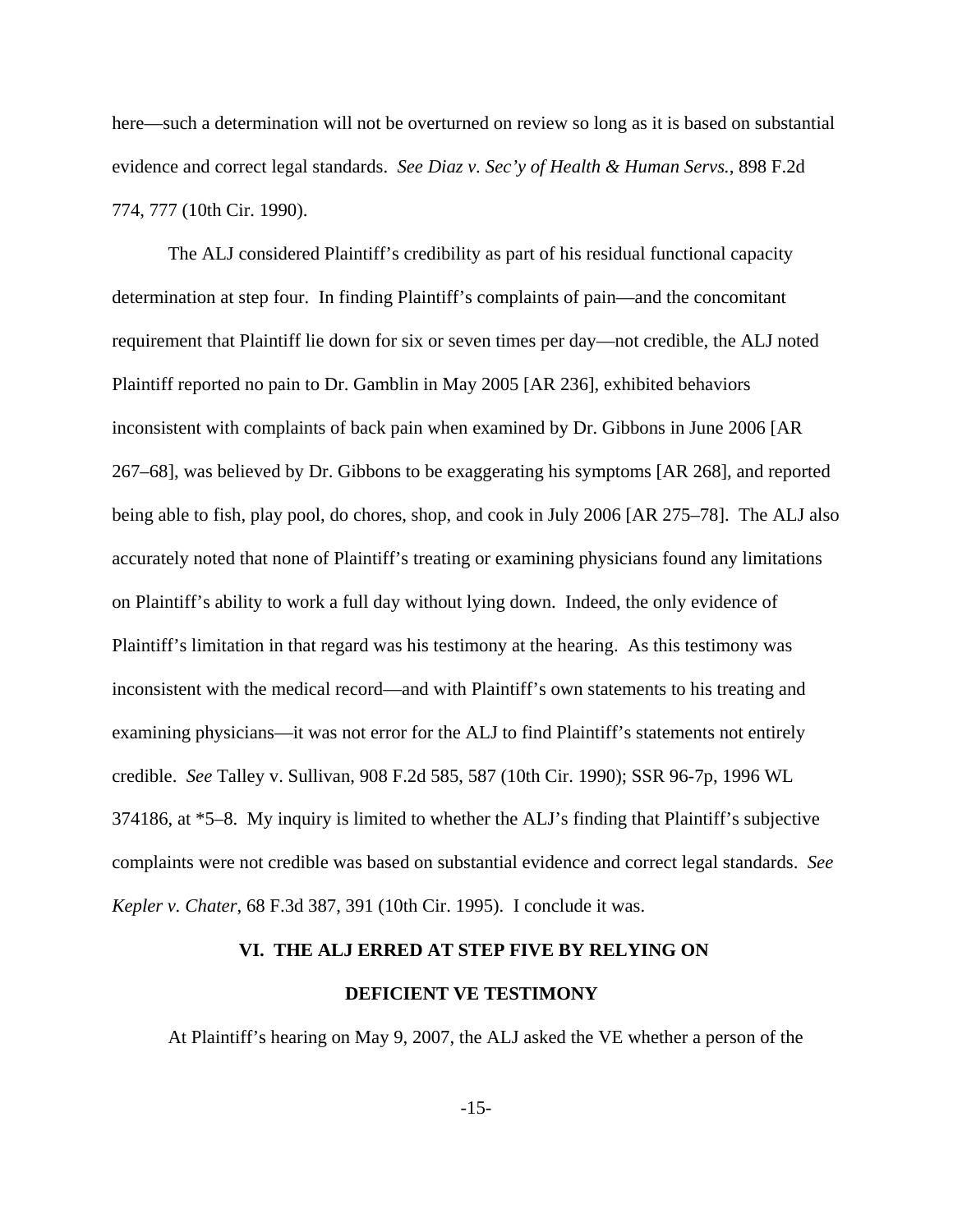here—such a determination will not be overturned on review so long as it is based on substantial evidence and correct legal standards. *See Diaz v. Sec'y of Health & Human Servs.*, 898 F.2d 774, 777 (10th Cir. 1990).

The ALJ considered Plaintiff's credibility as part of his residual functional capacity determination at step four. In finding Plaintiff's complaints of pain—and the concomitant requirement that Plaintiff lie down for six or seven times per day—not credible, the ALJ noted Plaintiff reported no pain to Dr. Gamblin in May 2005 [AR 236], exhibited behaviors inconsistent with complaints of back pain when examined by Dr. Gibbons in June 2006 [AR 267–68], was believed by Dr. Gibbons to be exaggerating his symptoms [AR 268], and reported being able to fish, play pool, do chores, shop, and cook in July 2006 [AR 275–78]. The ALJ also accurately noted that none of Plaintiff's treating or examining physicians found any limitations on Plaintiff's ability to work a full day without lying down. Indeed, the only evidence of Plaintiff's limitation in that regard was his testimony at the hearing. As this testimony was inconsistent with the medical record—and with Plaintiff's own statements to his treating and examining physicians—it was not error for the ALJ to find Plaintiff's statements not entirely credible. *See* Talley v. Sullivan, 908 F.2d 585, 587 (10th Cir. 1990); SSR 96-7p, 1996 WL 374186, at *5–8. My inquiry is limited to whether the ALJ's finding that Plaintiff's subjective complaints were not credible was based on substantial evidence and correct legal standards. *See Kepler v. Chater*, 68 F.3d 387, 391 (10th Cir. 1995). I conclude it was.

## VI. THE ALJ ERRED AT STEP FIVE BY RELYING ON DEFICIENT VE TESTIMONY

At Plaintiff's hearing on May 9, 2007, the ALJ asked the VE whether a person of the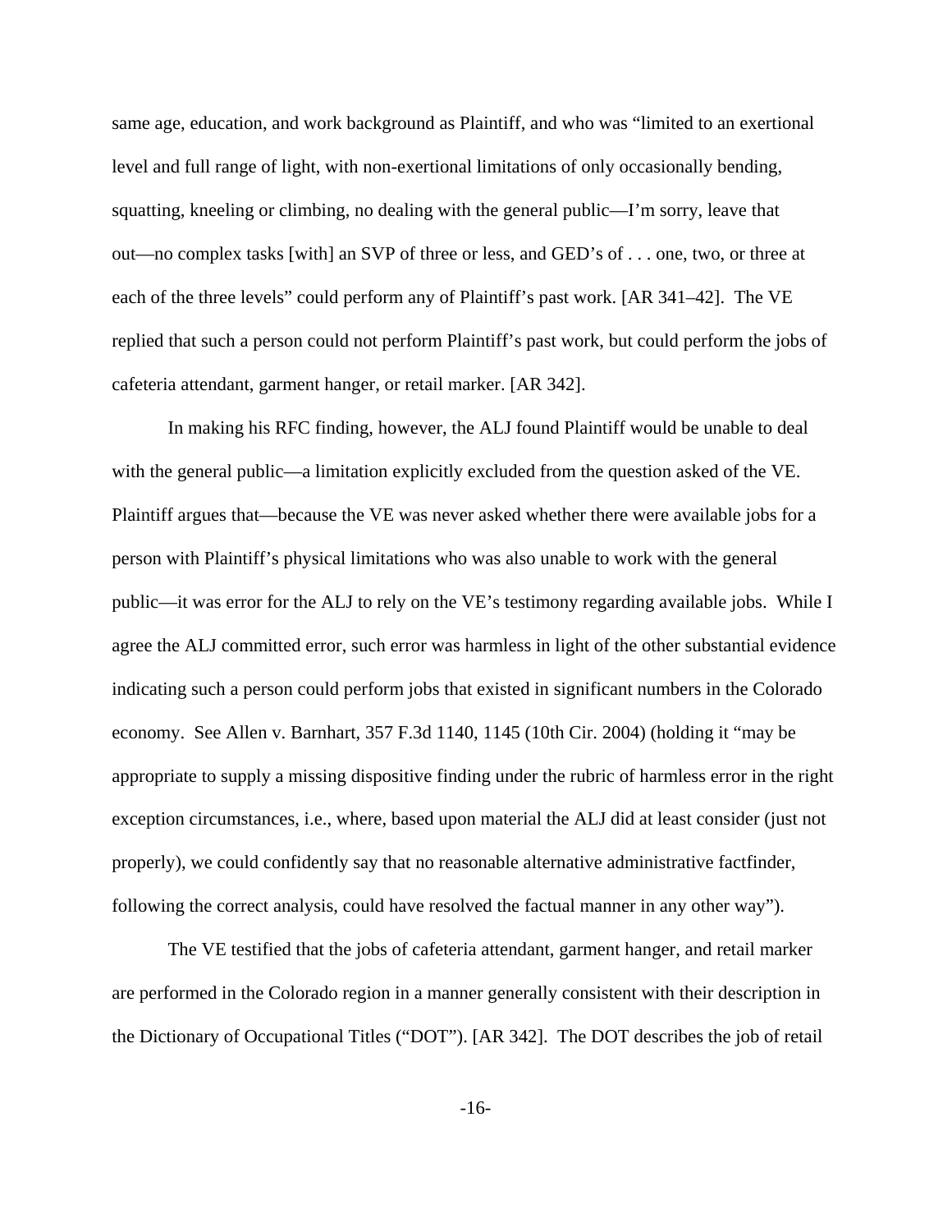same age, education, and work background as Plaintiff, and who was "limited to an exertional level and full range of light, with non-exertional limitations of only occasionally bending, squatting, kneeling or climbing, no dealing with the general public—I'm sorry, leave that out—no complex tasks [with] an SVP of three or less, and GED's of . . . one, two, or three at each of the three levels" could perform any of Plaintiff's past work. [AR 341–42]. The VE replied that such a person could not perform Plaintiff's past work, but could perform the jobs of cafeteria attendant, garment hanger, or retail marker. [AR 342].

In making his RFC finding, however, the ALJ found Plaintiff would be unable to deal with the general public—a limitation explicitly excluded from the question asked of the VE. Plaintiff argues that—because the VE was never asked whether there were available jobs for a person with Plaintiff's physical limitations who was also unable to work with the general public—it was error for the ALJ to rely on the VE's testimony regarding available jobs. While I agree the ALJ committed error, such error was harmless in light of the other substantial evidence indicating such a person could perform jobs that existed in significant numbers in the Colorado economy. See Allen v. Barnhart, 357 F.3d 1140, 1145 (10th Cir. 2004) (holding it "may be appropriate to supply a missing dispositive finding under the rubric of harmless error in the right exception circumstances, i.e., where, based upon material the ALJ did at least consider (just not properly), we could confidently say that no reasonable alternative administrative factfinder, following the correct analysis, could have resolved the factual manner in any other way").

The VE testified that the jobs of cafeteria attendant, garment hanger, and retail marker are performed in the Colorado region in a manner generally consistent with their description in the Dictionary of Occupational Titles ("DOT"). [AR 342]. The DOT describes the job of retail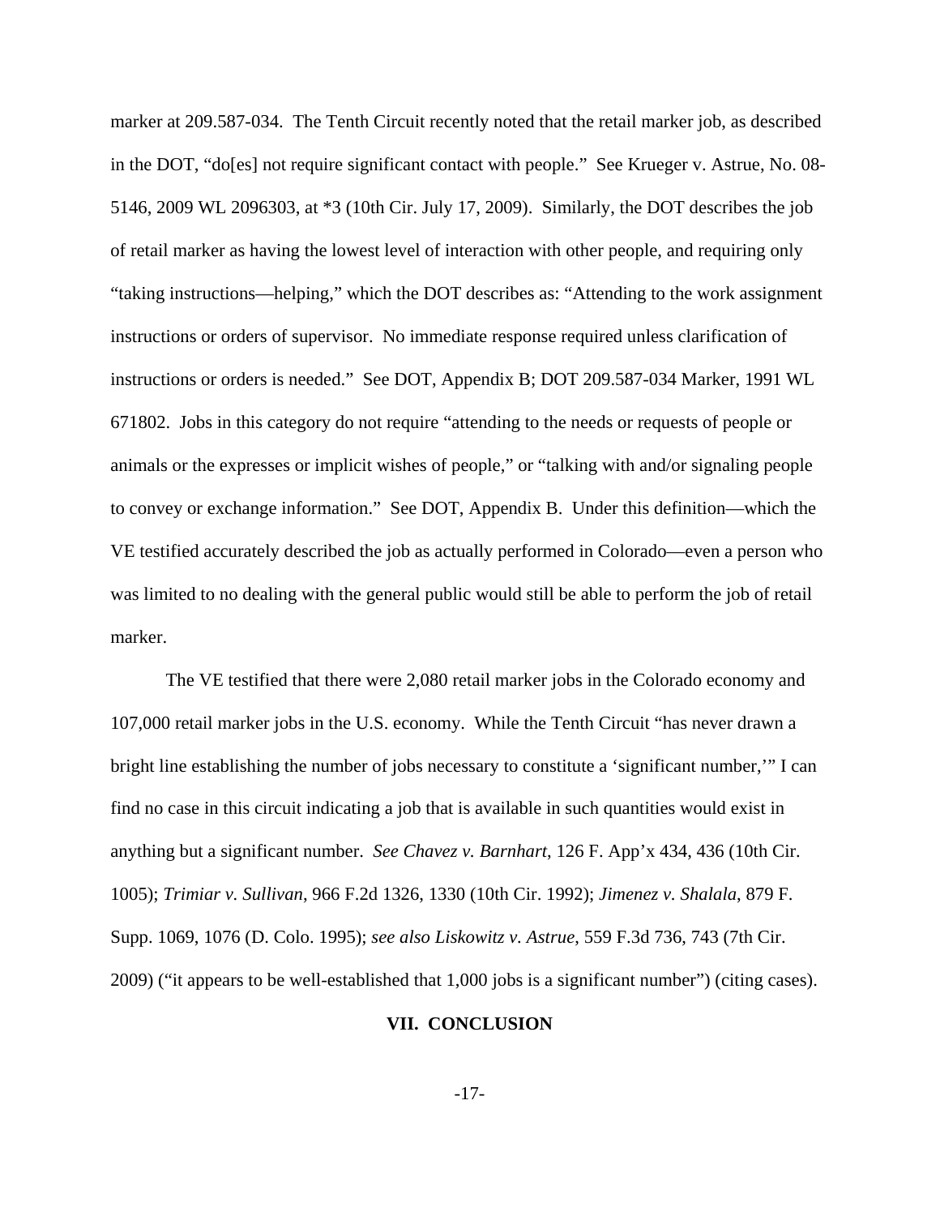marker at 209.587-034. The Tenth Circuit recently noted that the retail marker job, as described in the DOT, "do[es] not require significant contact with people." See Krueger v. Astrue, No. 08-5146, 2009 WL 2096303, at *3 (10th Cir. July 17, 2009). Similarly, the DOT describes the job of retail marker as having the lowest level of interaction with other people, and requiring only "taking instructions—helping," which the DOT describes as: "Attending to the work assignment instructions or orders of supervisor. No immediate response required unless clarification of instructions or orders is needed." See DOT, Appendix B; DOT 209.587-034 Marker, 1991 WL 671802. Jobs in this category do not require "attending to the needs or requests of people or animals or the expresses or implicit wishes of people," or "talking with and/or signaling people to convey or exchange information." See DOT, Appendix B. Under this definition—which the VE testified accurately described the job as actually performed in Colorado—even a person who was limited to no dealing with the general public would still be able to perform the job of retail marker.

The VE testified that there were 2,080 retail marker jobs in the Colorado economy and 107,000 retail marker jobs in the U.S. economy. While the Tenth Circuit "has never drawn a bright line establishing the number of jobs necessary to constitute a 'significant number,'" I can find no case in this circuit indicating a job that is available in such quantities would exist in anything but a significant number. *See Chavez v. Barnhart*, 126 F. App'x 434, 436 (10th Cir. 1005); *Trimiar v. Sullivan*, 966 F.2d 1326, 1330 (10th Cir. 1992); *Jimenez v. Shalala*, 879 F. Supp. 1069, 1076 (D. Colo. 1995); *see also Liskowitz v. Astrue*, 559 F.3d 736, 743 (7th Cir. 2009) ("it appears to be well-established that 1,000 jobs is a significant number") (citing cases).

## VII. CONCLUSION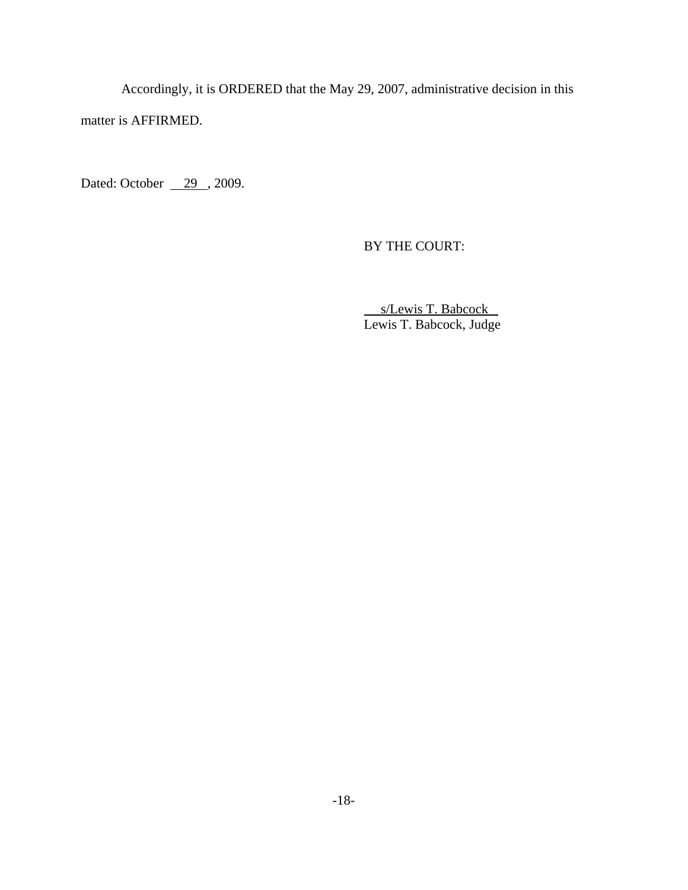Accordingly, it is ORDERED that the May 29, 2007, administrative decision in this matter is AFFIRMED.

Dated: October 29, 2009.

BY THE COURT:

s/Lewis T. Babcock
Lewis T. Babcock, Judge